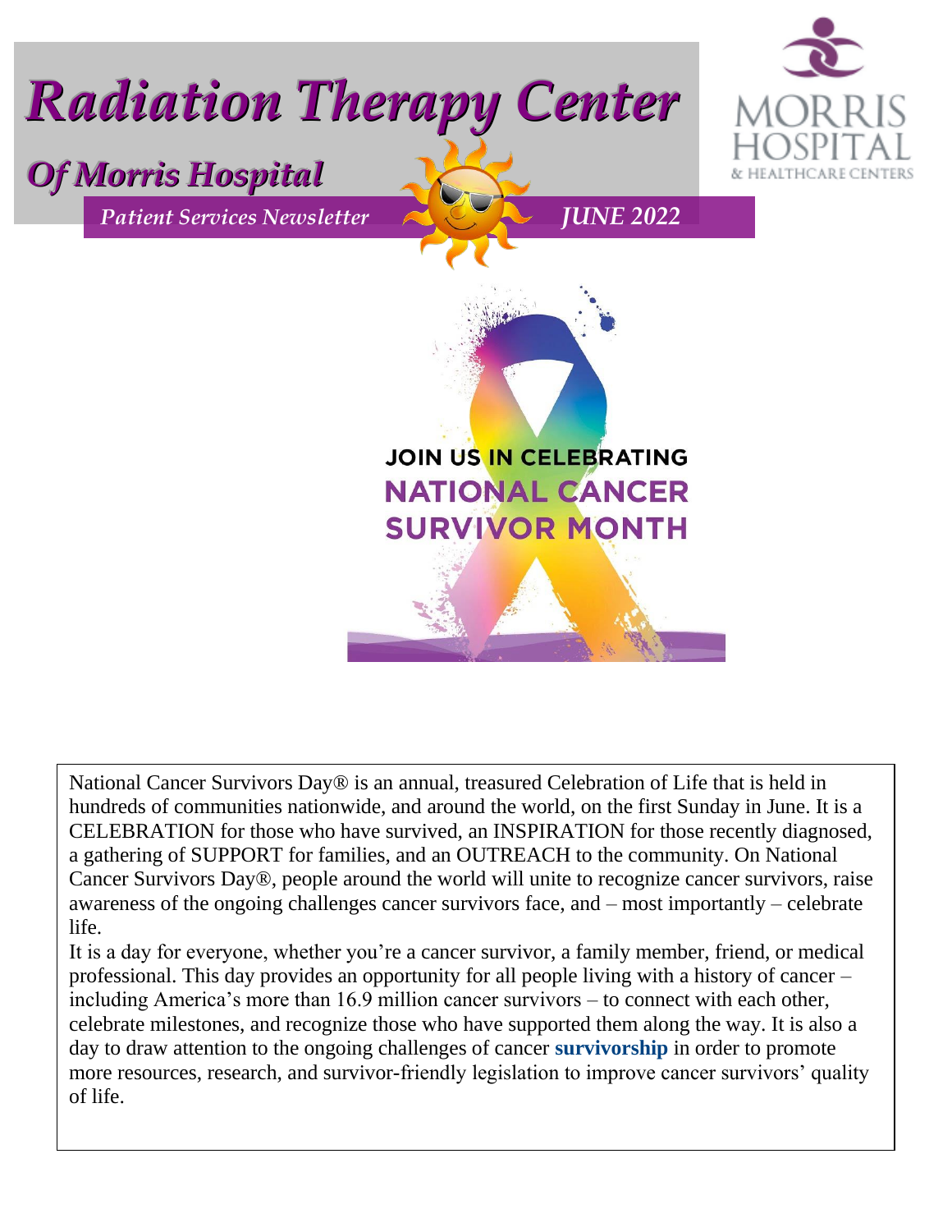# Radiation Therapy Center

## Of Morris Hospital

*Patient Services Newsletter* *JUNE 2022*

MORRIS HOSPITAL & HEALTHCARE CENTERS

**JOIN US IN CELEBRATING**
**NATIONAL CANCER SURVIVOR MONTH**

National Cancer Survivors Day® is an annual, treasured Celebration of Life that is held in hundreds of communities nationwide, and around the world, on the first Sunday in June. It is a CELEBRATION for those who have survived, an INSPIRATION for those recently diagnosed, a gathering of SUPPORT for families, and an OUTREACH to the community. On National Cancer Survivors Day®, people around the world will unite to recognize cancer survivors, raise awareness of the ongoing challenges cancer survivors face, and – most importantly – celebrate life.

It is a day for everyone, whether you're a cancer survivor, a family member, friend, or medical professional. This day provides an opportunity for all people living with a history of cancer – including America's more than 16.9 million cancer survivors – to connect with each other, celebrate milestones, and recognize those who have supported them along the way. It is also a day to draw attention to the ongoing challenges of cancer **survivorship** in order to promote more resources, research, and survivor-friendly legislation to improve cancer survivors' quality of life.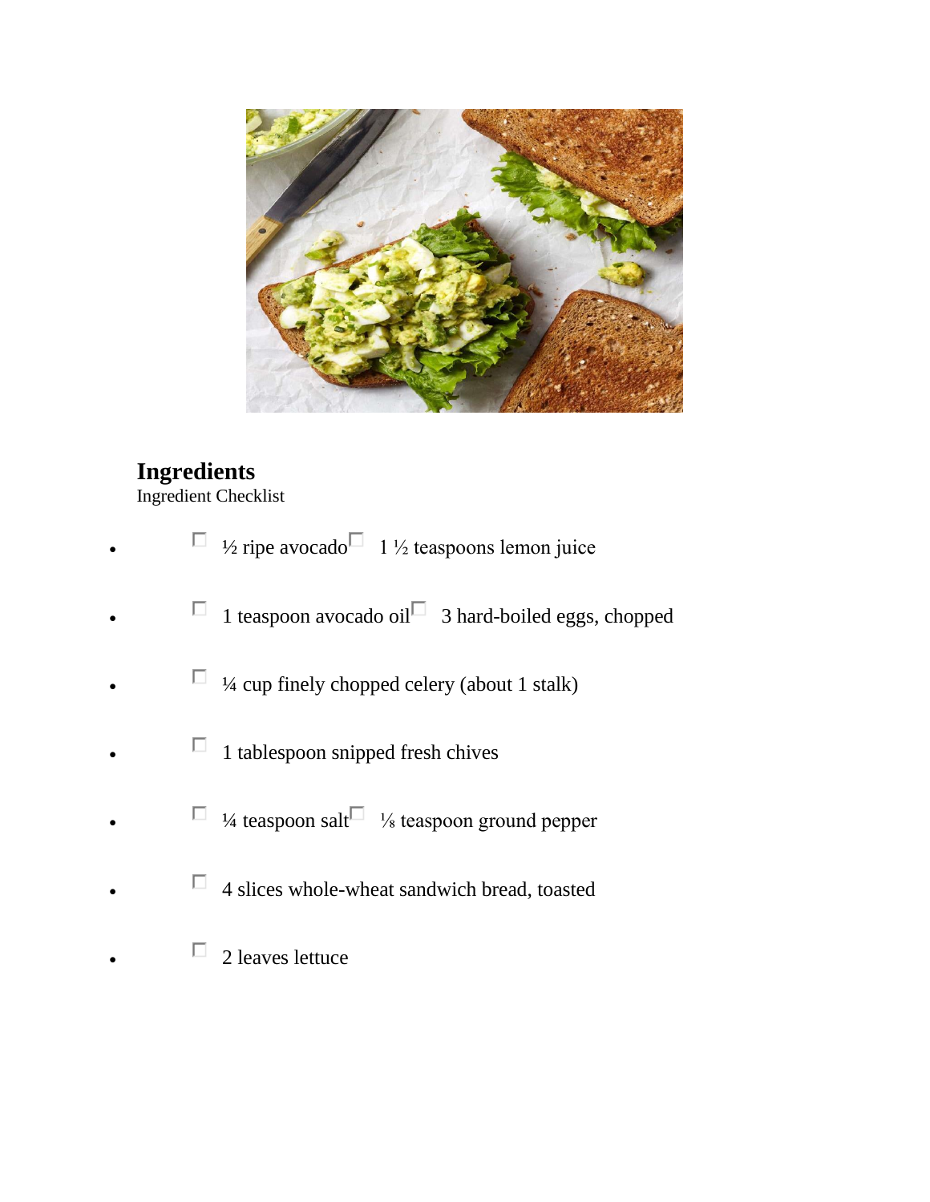## Ingredients

Ingredient Checklist

- ½ ripe avocado
- 1 ½ teaspoons lemon juice
- 1 teaspoon avocado oil
- 3 hard-boiled eggs, chopped
- ¼ cup finely chopped celery (about 1 stalk)
- 1 tablespoon snipped fresh chives
- ¼ teaspoon salt
- ⅛ teaspoon ground pepper
- 4 slices whole-wheat sandwich bread, toasted
- 2 leaves lettuce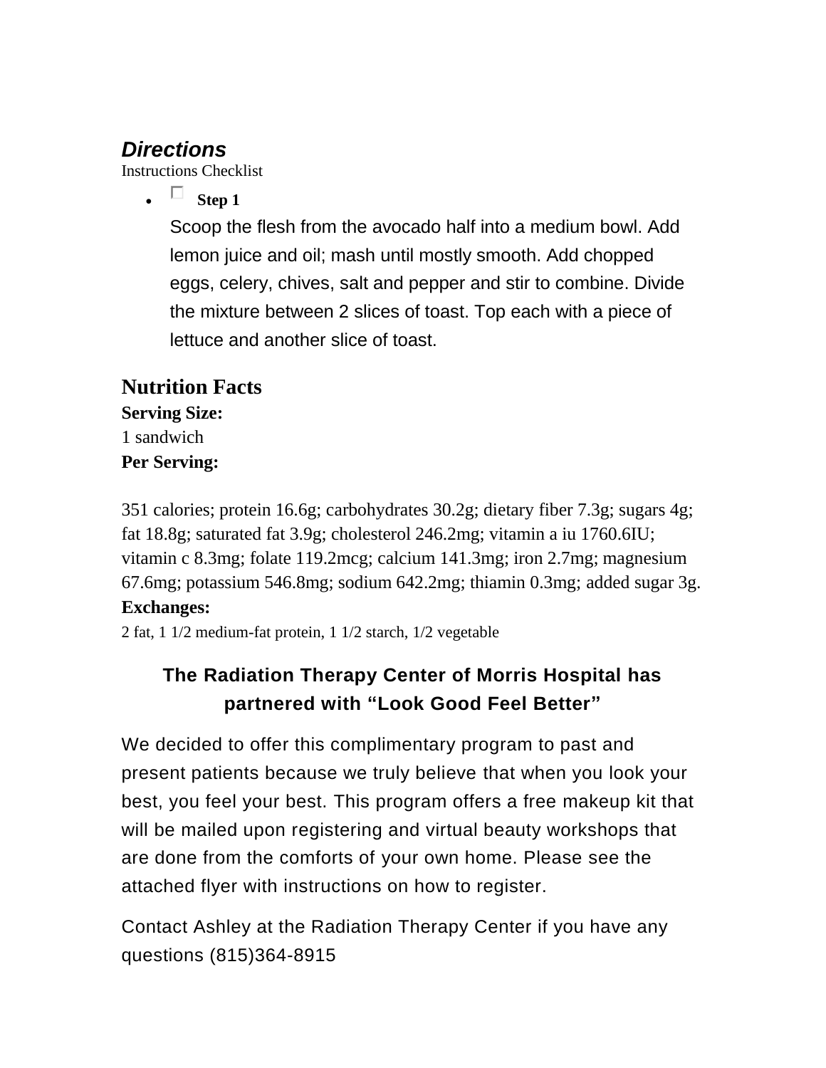### *Directions*

Instructions Checklist

- ☐ **Step 1**

  Scoop the flesh from the avocado half into a medium bowl. Add lemon juice and oil; mash until mostly smooth. Add chopped eggs, celery, chives, salt and pepper and stir to combine. Divide the mixture between 2 slices of toast. Top each with a piece of lettuce and another slice of toast.

## Nutrition Facts

**Serving Size:**

1 sandwich

**Per Serving:**

351 calories; protein 16.6g; carbohydrates 30.2g; dietary fiber 7.3g; sugars 4g; fat 18.8g; saturated fat 3.9g; cholesterol 246.2mg; vitamin a iu 1760.6IU; vitamin c 8.3mg; folate 119.2mcg; calcium 141.3mg; iron 2.7mg; magnesium 67.6mg; potassium 546.8mg; sodium 642.2mg; thiamin 0.3mg; added sugar 3g.

**Exchanges:**

2 fat, 1 1/2 medium-fat protein, 1 1/2 starch, 1/2 vegetable

### The Radiation Therapy Center of Morris Hospital has partnered with "Look Good Feel Better"

We decided to offer this complimentary program to past and present patients because we truly believe that when you look your best, you feel your best. This program offers a free makeup kit that will be mailed upon registering and virtual beauty workshops that are done from the comforts of your own home. Please see the attached flyer with instructions on how to register.

Contact Ashley at the Radiation Therapy Center if you have any questions (815)364-8915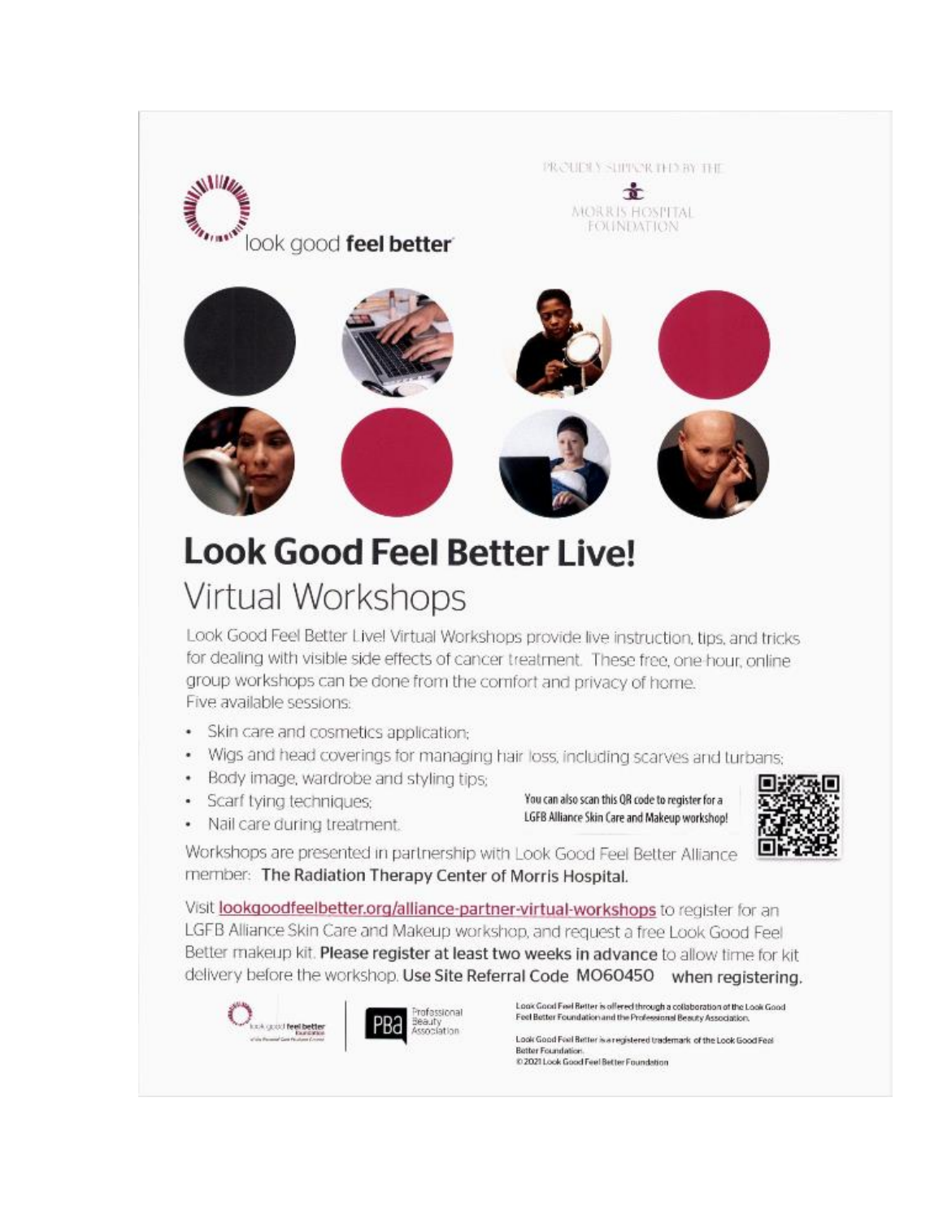look good **feel better**

PROUDLY SUPPORTED BY THE

MORRIS HOSPITAL FOUNDATION

# Look Good Feel Better Live!

## Virtual Workshops

Look Good Feel Better Live! Virtual Workshops provide live instruction, tips, and tricks for dealing with visible side effects of cancer treatment. These free, one-hour, online group workshops can be done from the comfort and privacy of home.

Five available sessions:

- Skin care and cosmetics application;
- Wigs and head coverings for managing hair loss, including scarves and turbans;
- Body image, wardrobe and styling tips;
- Scarf tying techniques;
- Nail care during treatment.

You can also scan this QR code to register for a LGFB Alliance Skin Care and Makeup workshop!

Workshops are presented in partnership with Look Good Feel Better Alliance member: **The Radiation Therapy Center of Morris Hospital.**

Visit lookgoodfeelbetter.org/alliance-partner-virtual-workshops to register for an LGFB Alliance Skin Care and Makeup workshop, and request a free Look Good Feel Better makeup kit. **Please register at least two weeks in advance** to allow time for kit delivery before the workshop. **Use Site Referral Code MO60450 when registering.**

look good feel better foundation

PBa Professional Beauty Association

Look Good Feel Better is offered through a collaboration of the Look Good Feel Better Foundation and the Professional Beauty Association.

Look Good Feel Better is a registered trademark of the Look Good Feel Better Foundation.

© 2021 Look Good Feel Better Foundation